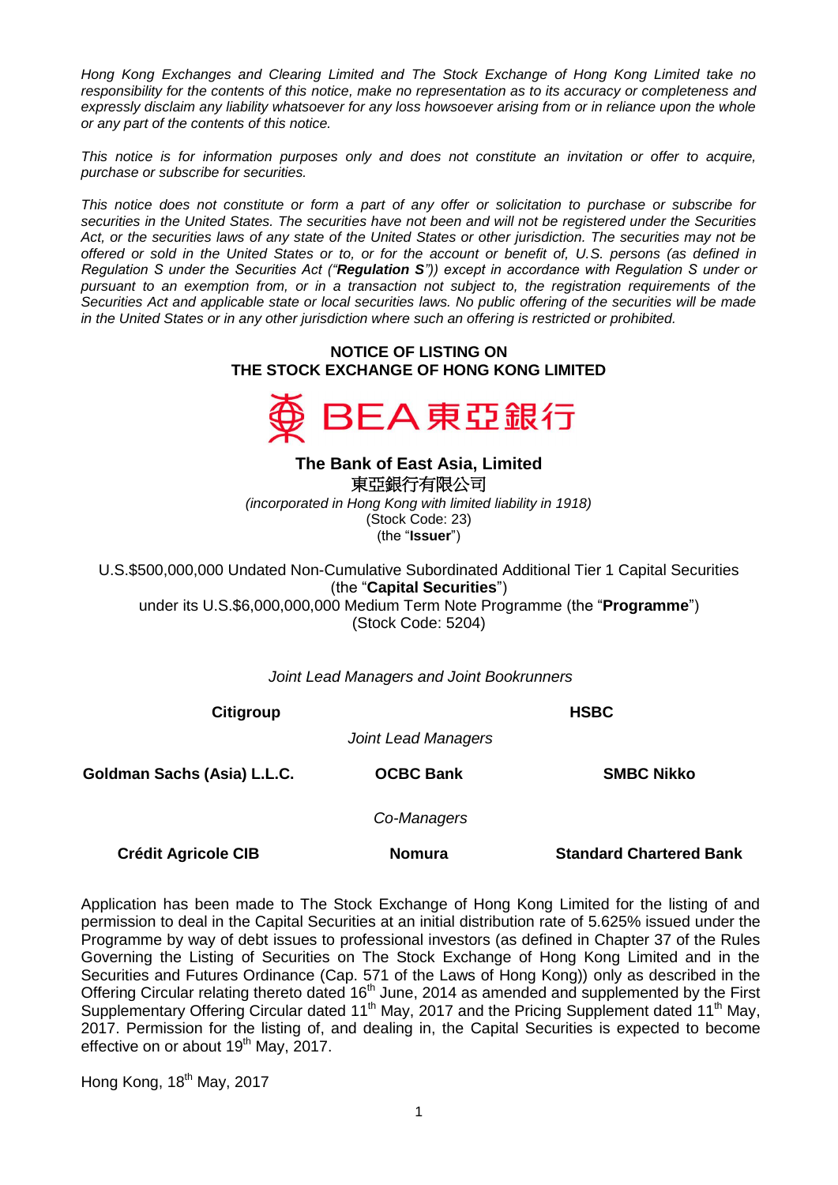*Hong Kong Exchanges and Clearing Limited and The Stock Exchange of Hong Kong Limited take no responsibility for the contents of this notice, make no representation as to its accuracy or completeness and expressly disclaim any liability whatsoever for any loss howsoever arising from or in reliance upon the whole or any part of the contents of this notice.*

*This notice is for information purposes only and does not constitute an invitation or offer to acquire, purchase or subscribe for securities.*

*This notice does not constitute or form a part of any offer or solicitation to purchase or subscribe for securities in the United States. The securities have not been and will not be registered under the Securities Act, or the securities laws of any state of the United States or other jurisdiction. The securities may not be offered or sold in the United States or to, or for the account or benefit of, U.S. persons (as defined in Regulation S under the Securities Act ("**Regulation S**")) except in accordance with Regulation S under or pursuant to an exemption from, or in a transaction not subject to, the registration requirements of the Securities Act and applicable state or local securities laws. No public offering of the securities will be made in the United States or in any other jurisdiction where such an offering is restricted or prohibited.*

# NOTICE OF LISTING ON THE STOCK EXCHANGE OF HONG KONG LIMITED

BEA 東亞銀行

**The Bank of East Asia, Limited**
東亞銀行有限公司
*(incorporated in Hong Kong with limited liability in 1918)*
(Stock Code: 23)
(the "**Issuer**")

U.S.$500,000,000 Undated Non-Cumulative Subordinated Additional Tier 1 Capital Securities
(the "**Capital Securities**")
under its U.S.$6,000,000,000 Medium Term Note Programme (the "**Programme**")
(Stock Code: 5204)

*Joint Lead Managers and Joint Bookrunners*

**Citigroup** **HSBC**

*Joint Lead Managers*

**Goldman Sachs (Asia) L.L.C.** **OCBC Bank** **SMBC Nikko**

*Co-Managers*

**Crédit Agricole CIB** **Nomura** **Standard Chartered Bank**

Application has been made to The Stock Exchange of Hong Kong Limited for the listing of and permission to deal in the Capital Securities at an initial distribution rate of 5.625% issued under the Programme by way of debt issues to professional investors (as defined in Chapter 37 of the Rules Governing the Listing of Securities on The Stock Exchange of Hong Kong Limited and in the Securities and Futures Ordinance (Cap. 571 of the Laws of Hong Kong)) only as described in the Offering Circular relating thereto dated 16th June, 2014 as amended and supplemented by the First Supplementary Offering Circular dated 11th May, 2017 and the Pricing Supplement dated 11th May, 2017. Permission for the listing of, and dealing in, the Capital Securities is expected to become effective on or about 19th May, 2017.

Hong Kong, 18th May, 2017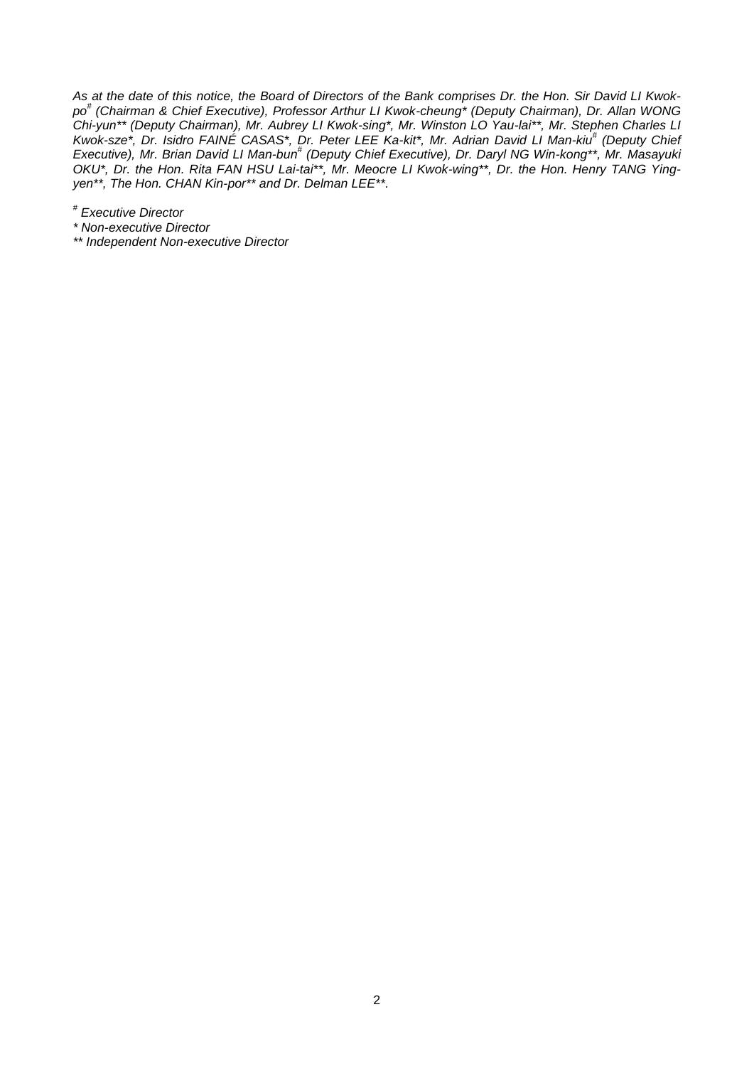*As at the date of this notice, the Board of Directors of the Bank comprises Dr. the Hon. Sir David LI Kwok-po# (Chairman & Chief Executive), Professor Arthur LI Kwok-cheung* (Deputy Chairman), Dr. Allan WONG Chi-yun** (Deputy Chairman), Mr. Aubrey LI Kwok-sing*, Mr. Winston LO Yau-lai**, Mr. Stephen Charles LI Kwok-sze*, Dr. Isidro FAINÉ CASAS*, Dr. Peter LEE Ka-kit*, Mr. Adrian David LI Man-kiu# (Deputy Chief Executive), Mr. Brian David LI Man-bun# (Deputy Chief Executive), Dr. Daryl NG Win-kong**, Mr. Masayuki OKU*, Dr. the Hon. Rita FAN HSU Lai-tai**, Mr. Meocre LI Kwok-wing**, Dr. the Hon. Henry TANG Ying-yen**, The Hon. CHAN Kin-por** and Dr. Delman LEE**.*

*# Executive Director*

*\* Non-executive Director*

*\*\* Independent Non-executive Director*